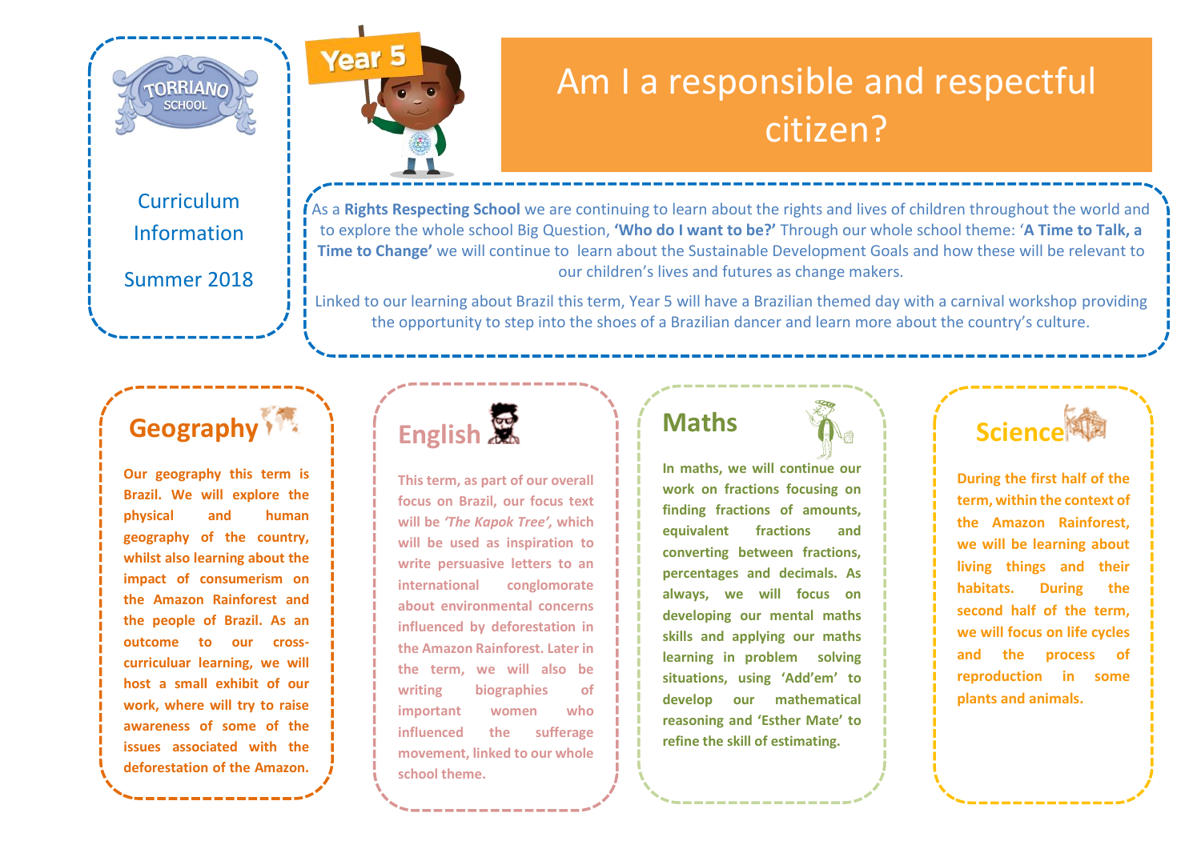TORRIANO SCHOOL

Curriculum Information

Summer 2018

Year 5

# Am I a responsible and respectful citizen?

As a **Rights Respecting School** we are continuing to learn about the rights and lives of children throughout the world and to explore the whole school Big Question, **'Who do I want to be?'** Through our whole school theme: '**A Time to Talk, a Time to Change'** we will continue to learn about the Sustainable Development Goals and how these will be relevant to our children's lives and futures as change makers.

Linked to our learning about Brazil this term, Year 5 will have a Brazilian themed day with a carnival workshop providing the opportunity to step into the shoes of a Brazilian dancer and learn more about the country's culture.

## Geography

**Our geography this term is Brazil. We will explore the physical and human geography of the country, whilst also learning about the impact of consumerism on the Amazon Rainforest and the people of Brazil. As an outcome to our cross-curriculuar learning, we will host a small exhibit of our work, where will try to raise awareness of some of the issues associated with the deforestation of the Amazon.**

## English

**This term, as part of our overall focus on Brazil, our focus text will be *'The Kapok Tree',* which will be used as inspiration to write persuasive letters to an international conglomorate about environmental concerns influenced by deforestation in the Amazon Rainforest. Later in the term, we will also be writing biographies of important women who influenced the sufferage movement, linked to our whole school theme.**

## Maths

**In maths, we will continue our work on fractions focusing on finding fractions of amounts, equivalent fractions and converting between fractions, percentages and decimals. As always, we will focus on developing our mental maths skills and applying our maths learning in problem solving situations, using 'Add'em' to develop our mathematical reasoning and 'Esther Mate' to refine the skill of estimating.**

## Science

**During the first half of the term, within the context of the Amazon Rainforest, we will be learning about living things and their habitats. During the second half of the term, we will focus on life cycles and the process of reproduction in some plants and animals.**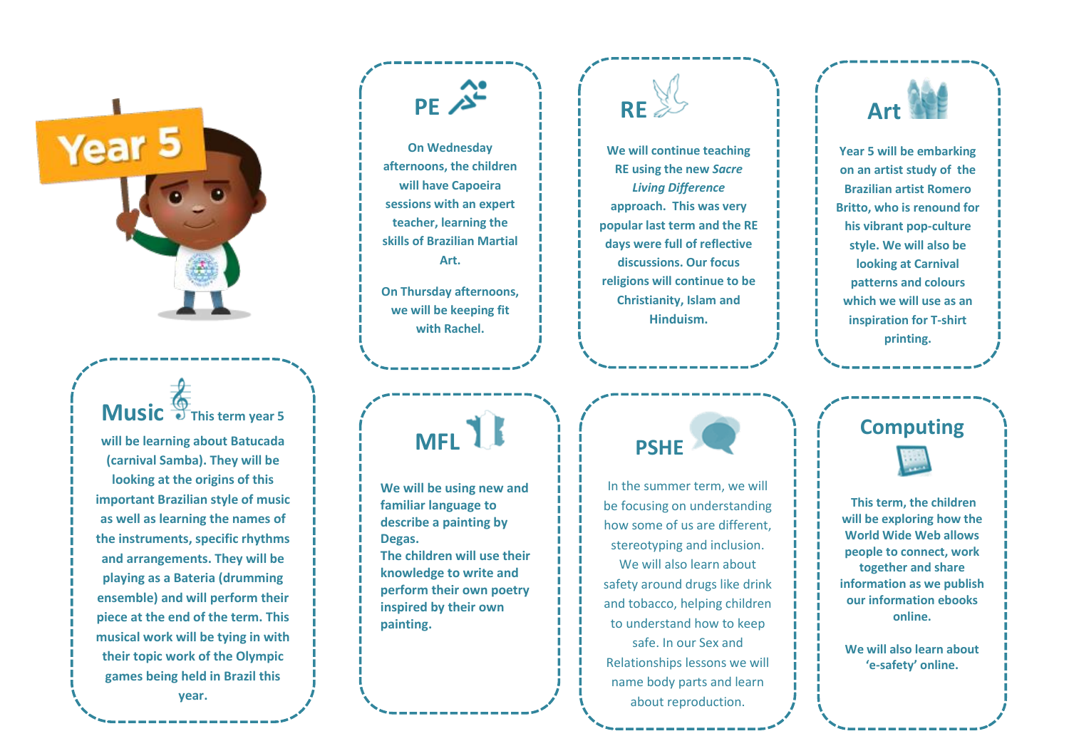# Year 5

## PE

**On Wednesday afternoons, the children will have Capoeira sessions with an expert teacher, learning the skills of Brazilian Martial Art.**

**On Thursday afternoons, we will be keeping fit with Rachel.**

## RE

**We will continue teaching RE using the new *Sacre Living Difference* approach. This was very popular last term and the RE days were full of reflective discussions. Our focus religions will continue to be Christianity, Islam and Hinduism.**

## Art

**Year 5 will be embarking on an artist study of the Brazilian artist Romero Britto, who is renound for his vibrant pop-culture style. We will also be looking at Carnival patterns and colours which we will use as an inspiration for T-shirt printing.**

## Music

**This term year 5 will be learning about Batucada (carnival Samba). They will be looking at the origins of this important Brazilian style of music as well as learning the names of the instruments, specific rhythms and arrangements. They will be playing as a Bateria (drumming ensemble) and will perform their piece at the end of the term. This musical work will be tying in with their topic work of the Olympic games being held in Brazil this year.**

## MFL

**We will be using new and familiar language to describe a painting by Degas.**
**The children will use their knowledge to write and perform their own poetry inspired by their own painting.**

## PSHE

In the summer term, we will be focusing on understanding how some of us are different, stereotyping and inclusion. We will also learn about safety around drugs like drink and tobacco, helping children to understand how to keep safe. In our Sex and Relationships lessons we will name body parts and learn about reproduction.

## Computing

**This term, the children will be exploring how the World Wide Web allows people to connect, work together and share information as we publish our information ebooks online.**

**We will also learn about 'e-safety' online.**